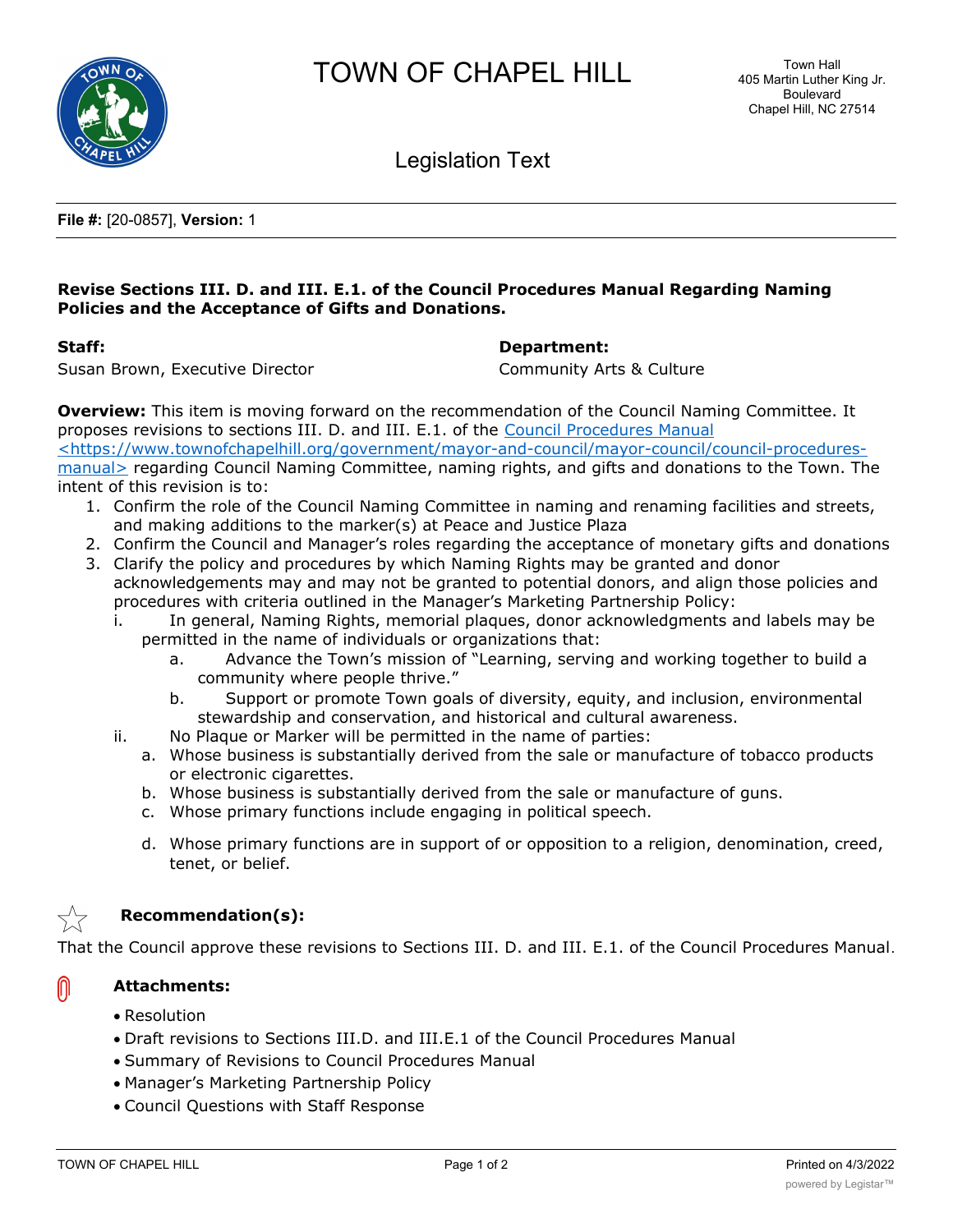# TOWN OF CHAPEL HILL

Town Hall
405 Martin Luther King Jr. Boulevard
Chapel Hill, NC 27514

## Legislation Text

**File #:** [20-0857], **Version:** 1

**Revise Sections III. D. and III. E.1. of the Council Procedures Manual Regarding Naming Policies and the Acceptance of Gifts and Donations.**

**Staff:**
Susan Brown, Executive Director

**Department:**
Community Arts & Culture

**Overview:** This item is moving forward on the recommendation of the Council Naming Committee. It proposes revisions to sections III. D. and III. E.1. of the Council Procedures Manual <https://www.townofchapelhill.org/government/mayor-and-council/mayor-council/council-procedures-manual> regarding Council Naming Committee, naming rights, and gifts and donations to the Town. The intent of this revision is to:

1. Confirm the role of the Council Naming Committee in naming and renaming facilities and streets, and making additions to the marker(s) at Peace and Justice Plaza
2. Confirm the Council and Manager's roles regarding the acceptance of monetary gifts and donations
3. Clarify the policy and procedures by which Naming Rights may be granted and donor acknowledgements may and may not be granted to potential donors, and align those policies and procedures with criteria outlined in the Manager's Marketing Partnership Policy:
   i. In general, Naming Rights, memorial plaques, donor acknowledgments and labels may be permitted in the name of individuals or organizations that:
      a. Advance the Town's mission of "Learning, serving and working together to build a community where people thrive."
      b. Support or promote Town goals of diversity, equity, and inclusion, environmental stewardship and conservation, and historical and cultural awareness.
   ii. No Plaque or Marker will be permitted in the name of parties:
      a. Whose business is substantially derived from the sale or manufacture of tobacco products or electronic cigarettes.
      b. Whose business is substantially derived from the sale or manufacture of guns.
      c. Whose primary functions include engaging in political speech.
      d. Whose primary functions are in support of or opposition to a religion, denomination, creed, tenet, or belief.

**Recommendation(s):**

That the Council approve these revisions to Sections III. D. and III. E.1. of the Council Procedures Manual.

**Attachments:**

- Resolution
- Draft revisions to Sections III.D. and III.E.1 of the Council Procedures Manual
- Summary of Revisions to Council Procedures Manual
- Manager's Marketing Partnership Policy
- Council Questions with Staff Response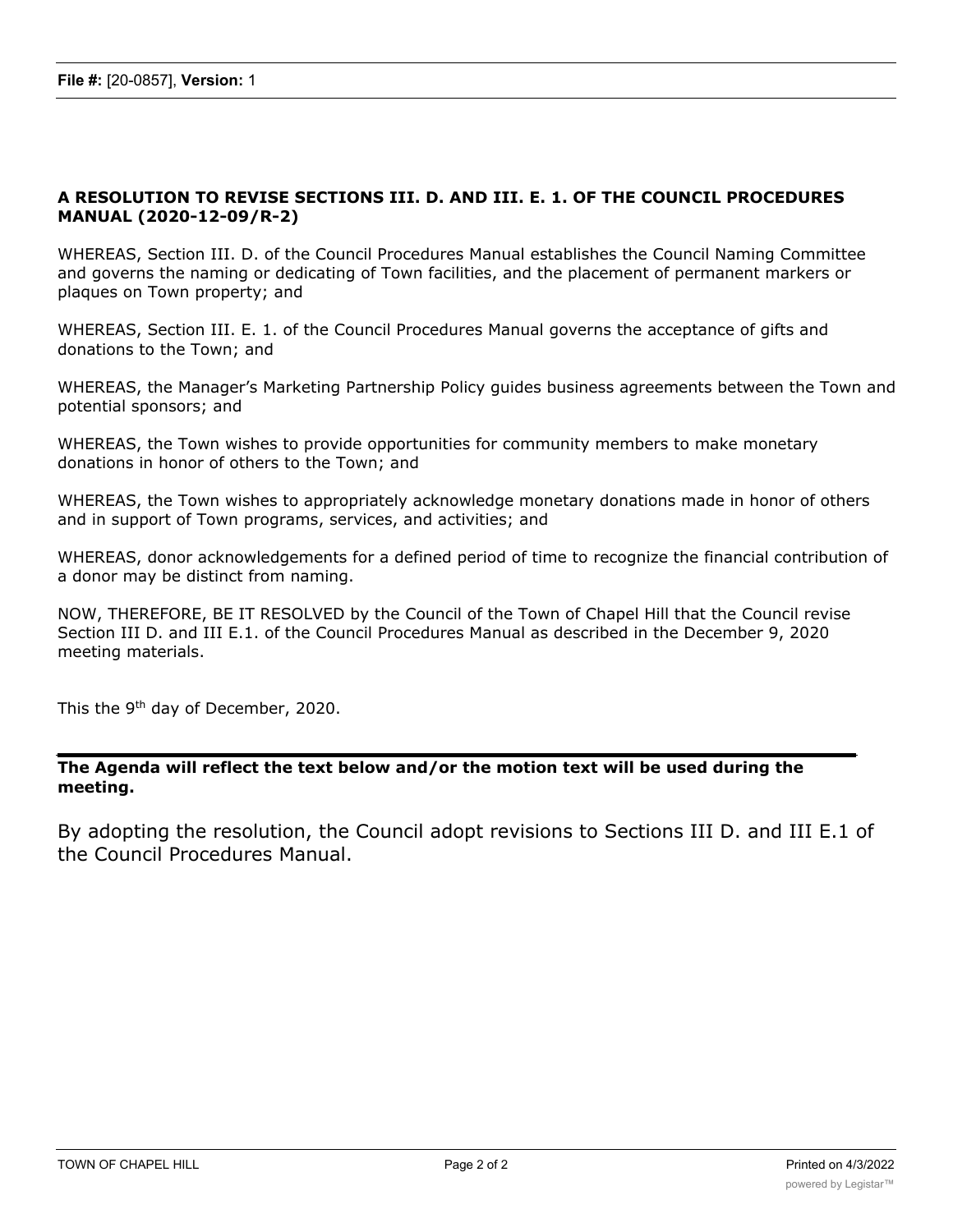**File #:** [20-0857], **Version:** 1

**A RESOLUTION TO REVISE SECTIONS III. D. AND III. E. 1. OF THE COUNCIL PROCEDURES MANUAL (2020-12-09/R-2)**

WHEREAS, Section III. D. of the Council Procedures Manual establishes the Council Naming Committee and governs the naming or dedicating of Town facilities, and the placement of permanent markers or plaques on Town property; and

WHEREAS, Section III. E. 1. of the Council Procedures Manual governs the acceptance of gifts and donations to the Town; and

WHEREAS, the Manager's Marketing Partnership Policy guides business agreements between the Town and potential sponsors; and

WHEREAS, the Town wishes to provide opportunities for community members to make monetary donations in honor of others to the Town; and

WHEREAS, the Town wishes to appropriately acknowledge monetary donations made in honor of others and in support of Town programs, services, and activities; and

WHEREAS, donor acknowledgements for a defined period of time to recognize the financial contribution of a donor may be distinct from naming.

NOW, THEREFORE, BE IT RESOLVED by the Council of the Town of Chapel Hill that the Council revise Section III D. and III E.1. of the Council Procedures Manual as described in the December 9, 2020 meeting materials.

This the 9th day of December, 2020.

---

**The Agenda will reflect the text below and/or the motion text will be used during the meeting.**

By adopting the resolution, the Council adopt revisions to Sections III D. and III E.1 of the Council Procedures Manual.